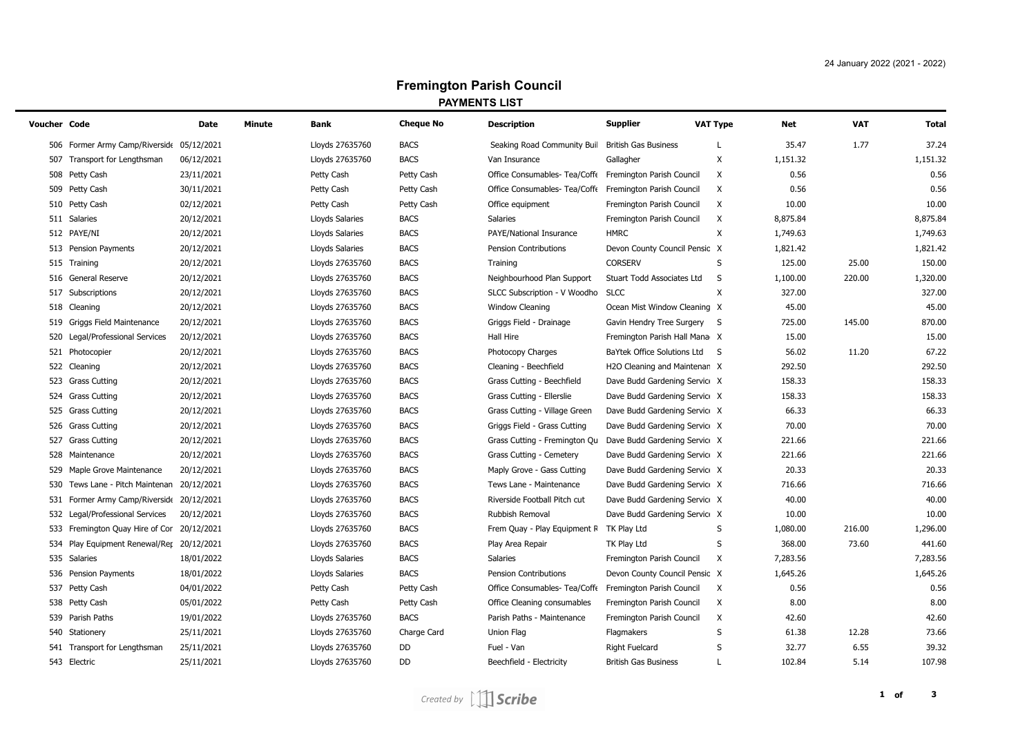24 January 2022 (2021 - 2022)

# Fremington Parish Council

## PAYMENTS LIST

| Voucher | Code | Date | Minute | Bank | Cheque No | Description | Supplier | VAT Type | Net | VAT | Total |
|---|---|---|---|---|---|---|---|---|---|---|---|
| 506 | Former Army Camp/Riverside | 05/12/2021 | | Lloyds 27635760 | BACS | Seaking Road Community Buil | British Gas Business | L | 35.47 | 1.77 | 37.24 |
| 507 | Transport for Lengthsman | 06/12/2021 | | Lloyds 27635760 | BACS | Van Insurance | Gallagher | X | 1,151.32 | | 1,151.32 |
| 508 | Petty Cash | 23/11/2021 | | Petty Cash | Petty Cash | Office Consumables- Tea/Coffe | Fremington Parish Council | X | 0.56 | | 0.56 |
| 509 | Petty Cash | 30/11/2021 | | Petty Cash | Petty Cash | Office Consumables- Tea/Coffe | Fremington Parish Council | X | 0.56 | | 0.56 |
| 510 | Petty Cash | 02/12/2021 | | Petty Cash | Petty Cash | Office equipment | Fremington Parish Council | X | 10.00 | | 10.00 |
| 511 | Salaries | 20/12/2021 | | Lloyds Salaries | BACS | Salaries | Fremington Parish Council | X | 8,875.84 | | 8,875.84 |
| 512 | PAYE/NI | 20/12/2021 | | Lloyds Salaries | BACS | PAYE/National Insurance | HMRC | X | 1,749.63 | | 1,749.63 |
| 513 | Pension Payments | 20/12/2021 | | Lloyds Salaries | BACS | Pension Contributions | Devon County Council Pensic | X | 1,821.42 | | 1,821.42 |
| 515 | Training | 20/12/2021 | | Lloyds 27635760 | BACS | Training | CORSERV | S | 125.00 | 25.00 | 150.00 |
| 516 | General Reserve | 20/12/2021 | | Lloyds 27635760 | BACS | Neighbourhood Plan Support | Stuart Todd Associates Ltd | S | 1,100.00 | 220.00 | 1,320.00 |
| 517 | Subscriptions | 20/12/2021 | | Lloyds 27635760 | BACS | SLCC Subscription - V Woodho | SLCC | X | 327.00 | | 327.00 |
| 518 | Cleaning | 20/12/2021 | | Lloyds 27635760 | BACS | Window Cleaning | Ocean Mist Window Cleaning | X | 45.00 | | 45.00 |
| 519 | Griggs Field Maintenance | 20/12/2021 | | Lloyds 27635760 | BACS | Griggs Field - Drainage | Gavin Hendry Tree Surgery | S | 725.00 | 145.00 | 870.00 |
| 520 | Legal/Professional Services | 20/12/2021 | | Lloyds 27635760 | BACS | Hall Hire | Fremington Parish Hall Mana | X | 15.00 | | 15.00 |
| 521 | Photocopier | 20/12/2021 | | Lloyds 27635760 | BACS | Photocopy Charges | BaYtek Office Solutions Ltd | S | 56.02 | 11.20 | 67.22 |
| 522 | Cleaning | 20/12/2021 | | Lloyds 27635760 | BACS | Cleaning - Beechfield | H2O Cleaning and Maintenan | X | 292.50 | | 292.50 |
| 523 | Grass Cutting | 20/12/2021 | | Lloyds 27635760 | BACS | Grass Cutting - Beechfield | Dave Budd Gardening Servic | X | 158.33 | | 158.33 |
| 524 | Grass Cutting | 20/12/2021 | | Lloyds 27635760 | BACS | Grass Cutting - Ellerslie | Dave Budd Gardening Servic | X | 158.33 | | 158.33 |
| 525 | Grass Cutting | 20/12/2021 | | Lloyds 27635760 | BACS | Grass Cutting - Village Green | Dave Budd Gardening Servic | X | 66.33 | | 66.33 |
| 526 | Grass Cutting | 20/12/2021 | | Lloyds 27635760 | BACS | Griggs Field - Grass Cutting | Dave Budd Gardening Servic | X | 70.00 | | 70.00 |
| 527 | Grass Cutting | 20/12/2021 | | Lloyds 27635760 | BACS | Grass Cutting - Fremington Qu | Dave Budd Gardening Servic | X | 221.66 | | 221.66 |
| 528 | Maintenance | 20/12/2021 | | Lloyds 27635760 | BACS | Grass Cutting - Cemetery | Dave Budd Gardening Servic | X | 221.66 | | 221.66 |
| 529 | Maple Grove Maintenance | 20/12/2021 | | Lloyds 27635760 | BACS | Maply Grove - Gass Cutting | Dave Budd Gardening Servic | X | 20.33 | | 20.33 |
| 530 | Tews Lane - Pitch Maintenan | 20/12/2021 | | Lloyds 27635760 | BACS | Tews Lane - Maintenance | Dave Budd Gardening Servic | X | 716.66 | | 716.66 |
| 531 | Former Army Camp/Riverside | 20/12/2021 | | Lloyds 27635760 | BACS | Riverside Football Pitch cut | Dave Budd Gardening Servic | X | 40.00 | | 40.00 |
| 532 | Legal/Professional Services | 20/12/2021 | | Lloyds 27635760 | BACS | Rubbish Removal | Dave Budd Gardening Servic | X | 10.00 | | 10.00 |
| 533 | Fremington Quay Hire of Cor | 20/12/2021 | | Lloyds 27635760 | BACS | Frem Quay - Play Equipment R | TK Play Ltd | S | 1,080.00 | 216.00 | 1,296.00 |
| 534 | Play Equipment Renewal/Rep | 20/12/2021 | | Lloyds 27635760 | BACS | Play Area Repair | TK Play Ltd | S | 368.00 | 73.60 | 441.60 |
| 535 | Salaries | 18/01/2022 | | Lloyds Salaries | BACS | Salaries | Fremington Parish Council | X | 7,283.56 | | 7,283.56 |
| 536 | Pension Payments | 18/01/2022 | | Lloyds Salaries | BACS | Pension Contributions | Devon County Council Pensic | X | 1,645.26 | | 1,645.26 |
| 537 | Petty Cash | 04/01/2022 | | Petty Cash | Petty Cash | Office Consumables- Tea/Coffe | Fremington Parish Council | X | 0.56 | | 0.56 |
| 538 | Petty Cash | 05/01/2022 | | Petty Cash | Petty Cash | Office Cleaning consumables | Fremington Parish Council | X | 8.00 | | 8.00 |
| 539 | Parish Paths | 19/01/2022 | | Lloyds 27635760 | BACS | Parish Paths - Maintenance | Fremington Parish Council | X | 42.60 | | 42.60 |
| 540 | Stationery | 25/11/2021 | | Lloyds 27635760 | Charge Card | Union Flag | Flagmakers | S | 61.38 | 12.28 | 73.66 |
| 541 | Transport for Lengthsman | 25/11/2021 | | Lloyds 27635760 | DD | Fuel - Van | Right Fuelcard | S | 32.77 | 6.55 | 39.32 |
| 543 | Electric | 25/11/2021 | | Lloyds 27635760 | DD | Beechfield - Electricity | British Gas Business | L | 102.84 | 5.14 | 107.98 |

*Created by Scribe*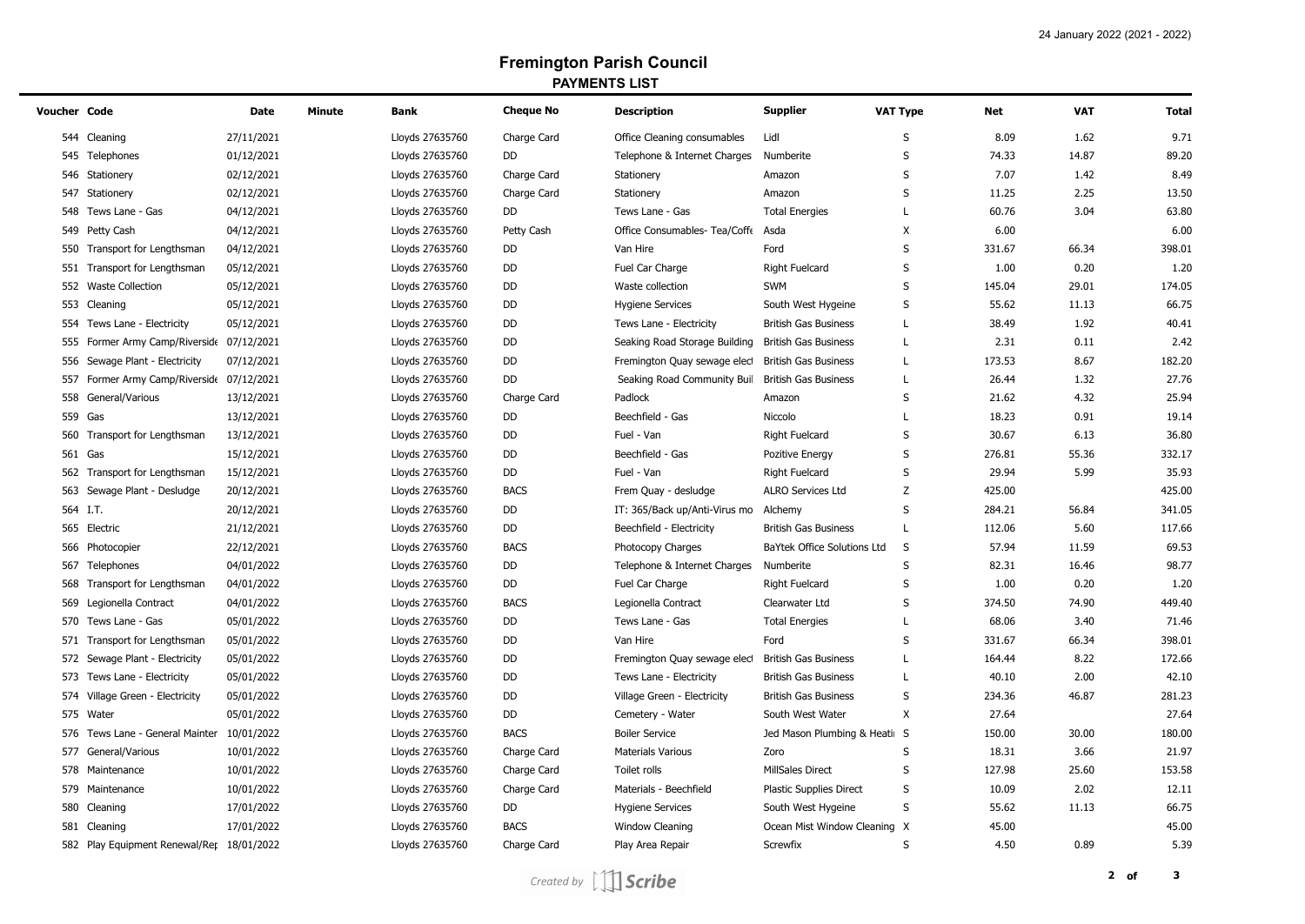# Fremington Parish Council

## PAYMENTS LIST

| Voucher | Code | Date | Minute | Bank | Cheque No | Description | Supplier | VAT Type | Net | VAT | Total |
|---|---|---|---|---|---|---|---|---|---|---|---|
| 544 | Cleaning | 27/11/2021 | | Lloyds 27635760 | Charge Card | Office Cleaning consumables | Lidl | S | 8.09 | 1.62 | 9.71 |
| 545 | Telephones | 01/12/2021 | | Lloyds 27635760 | DD | Telephone & Internet Charges | Numberite | S | 74.33 | 14.87 | 89.20 |
| 546 | Stationery | 02/12/2021 | | Lloyds 27635760 | Charge Card | Stationery | Amazon | S | 7.07 | 1.42 | 8.49 |
| 547 | Stationery | 02/12/2021 | | Lloyds 27635760 | Charge Card | Stationery | Amazon | S | 11.25 | 2.25 | 13.50 |
| 548 | Tews Lane - Gas | 04/12/2021 | | Lloyds 27635760 | DD | Tews Lane - Gas | Total Energies | L | 60.76 | 3.04 | 63.80 |
| 549 | Petty Cash | 04/12/2021 | | Lloyds 27635760 | Petty Cash | Office Consumables- Tea/Coffe | Asda | X | 6.00 | | 6.00 |
| 550 | Transport for Lengthsman | 04/12/2021 | | Lloyds 27635760 | DD | Van Hire | Ford | S | 331.67 | 66.34 | 398.01 |
| 551 | Transport for Lengthsman | 05/12/2021 | | Lloyds 27635760 | DD | Fuel Car Charge | Right Fuelcard | S | 1.00 | 0.20 | 1.20 |
| 552 | Waste Collection | 05/12/2021 | | Lloyds 27635760 | DD | Waste collection | SWM | S | 145.04 | 29.01 | 174.05 |
| 553 | Cleaning | 05/12/2021 | | Lloyds 27635760 | DD | Hygiene Services | South West Hygeine | S | 55.62 | 11.13 | 66.75 |
| 554 | Tews Lane - Electricity | 05/12/2021 | | Lloyds 27635760 | DD | Tews Lane - Electricity | British Gas Business | L | 38.49 | 1.92 | 40.41 |
| 555 | Former Army Camp/Riverside | 07/12/2021 | | Lloyds 27635760 | DD | Seaking Road Storage Building | British Gas Business | L | 2.31 | 0.11 | 2.42 |
| 556 | Sewage Plant - Electricity | 07/12/2021 | | Lloyds 27635760 | DD | Fremington Quay sewage elect | British Gas Business | L | 173.53 | 8.67 | 182.20 |
| 557 | Former Army Camp/Riverside | 07/12/2021 | | Lloyds 27635760 | DD | Seaking Road Community Buil | British Gas Business | L | 26.44 | 1.32 | 27.76 |
| 558 | General/Various | 13/12/2021 | | Lloyds 27635760 | Charge Card | Padlock | Amazon | S | 21.62 | 4.32 | 25.94 |
| 559 | Gas | 13/12/2021 | | Lloyds 27635760 | DD | Beechfield - Gas | Niccolo | L | 18.23 | 0.91 | 19.14 |
| 560 | Transport for Lengthsman | 13/12/2021 | | Lloyds 27635760 | DD | Fuel - Van | Right Fuelcard | S | 30.67 | 6.13 | 36.80 |
| 561 | Gas | 15/12/2021 | | Lloyds 27635760 | DD | Beechfield - Gas | Pozitive Energy | S | 276.81 | 55.36 | 332.17 |
| 562 | Transport for Lengthsman | 15/12/2021 | | Lloyds 27635760 | DD | Fuel - Van | Right Fuelcard | S | 29.94 | 5.99 | 35.93 |
| 563 | Sewage Plant - Desludge | 20/12/2021 | | Lloyds 27635760 | BACS | Frem Quay - desludge | ALRO Services Ltd | Z | 425.00 | | 425.00 |
| 564 | I.T. | 20/12/2021 | | Lloyds 27635760 | DD | IT: 365/Back up/Anti-Virus mo | Alchemy | S | 284.21 | 56.84 | 341.05 |
| 565 | Electric | 21/12/2021 | | Lloyds 27635760 | DD | Beechfield - Electricity | British Gas Business | L | 112.06 | 5.60 | 117.66 |
| 566 | Photocopier | 22/12/2021 | | Lloyds 27635760 | BACS | Photocopy Charges | BaYtek Office Solutions Ltd | S | 57.94 | 11.59 | 69.53 |
| 567 | Telephones | 04/01/2022 | | Lloyds 27635760 | DD | Telephone & Internet Charges | Numberite | S | 82.31 | 16.46 | 98.77 |
| 568 | Transport for Lengthsman | 04/01/2022 | | Lloyds 27635760 | DD | Fuel Car Charge | Right Fuelcard | S | 1.00 | 0.20 | 1.20 |
| 569 | Legionella Contract | 04/01/2022 | | Lloyds 27635760 | BACS | Legionella Contract | Clearwater Ltd | S | 374.50 | 74.90 | 449.40 |
| 570 | Tews Lane - Gas | 05/01/2022 | | Lloyds 27635760 | DD | Tews Lane - Gas | Total Energies | L | 68.06 | 3.40 | 71.46 |
| 571 | Transport for Lengthsman | 05/01/2022 | | Lloyds 27635760 | DD | Van Hire | Ford | S | 331.67 | 66.34 | 398.01 |
| 572 | Sewage Plant - Electricity | 05/01/2022 | | Lloyds 27635760 | DD | Fremington Quay sewage elect | British Gas Business | L | 164.44 | 8.22 | 172.66 |
| 573 | Tews Lane - Electricity | 05/01/2022 | | Lloyds 27635760 | DD | Tews Lane - Electricity | British Gas Business | L | 40.10 | 2.00 | 42.10 |
| 574 | Village Green - Electricity | 05/01/2022 | | Lloyds 27635760 | DD | Village Green - Electricity | British Gas Business | S | 234.36 | 46.87 | 281.23 |
| 575 | Water | 05/01/2022 | | Lloyds 27635760 | DD | Cemetery - Water | South West Water | X | 27.64 | | 27.64 |
| 576 | Tews Lane - General Mainter | 10/01/2022 | | Lloyds 27635760 | BACS | Boiler Service | Jed Mason Plumbing & Heati | S | 150.00 | 30.00 | 180.00 |
| 577 | General/Various | 10/01/2022 | | Lloyds 27635760 | Charge Card | Materials Various | Zoro | S | 18.31 | 3.66 | 21.97 |
| 578 | Maintenance | 10/01/2022 | | Lloyds 27635760 | Charge Card | Toilet rolls | MillSales Direct | S | 127.98 | 25.60 | 153.58 |
| 579 | Maintenance | 10/01/2022 | | Lloyds 27635760 | Charge Card | Materials - Beechfield | Plastic Supplies Direct | S | 10.09 | 2.02 | 12.11 |
| 580 | Cleaning | 17/01/2022 | | Lloyds 27635760 | DD | Hygiene Services | South West Hygeine | S | 55.62 | 11.13 | 66.75 |
| 581 | Cleaning | 17/01/2022 | | Lloyds 27635760 | BACS | Window Cleaning | Ocean Mist Window Cleaning | X | 45.00 | | 45.00 |
| 582 | Play Equipment Renewal/Rep | 18/01/2022 | | Lloyds 27635760 | Charge Card | Play Area Repair | Screwfix | S | 4.50 | 0.89 | 5.39 |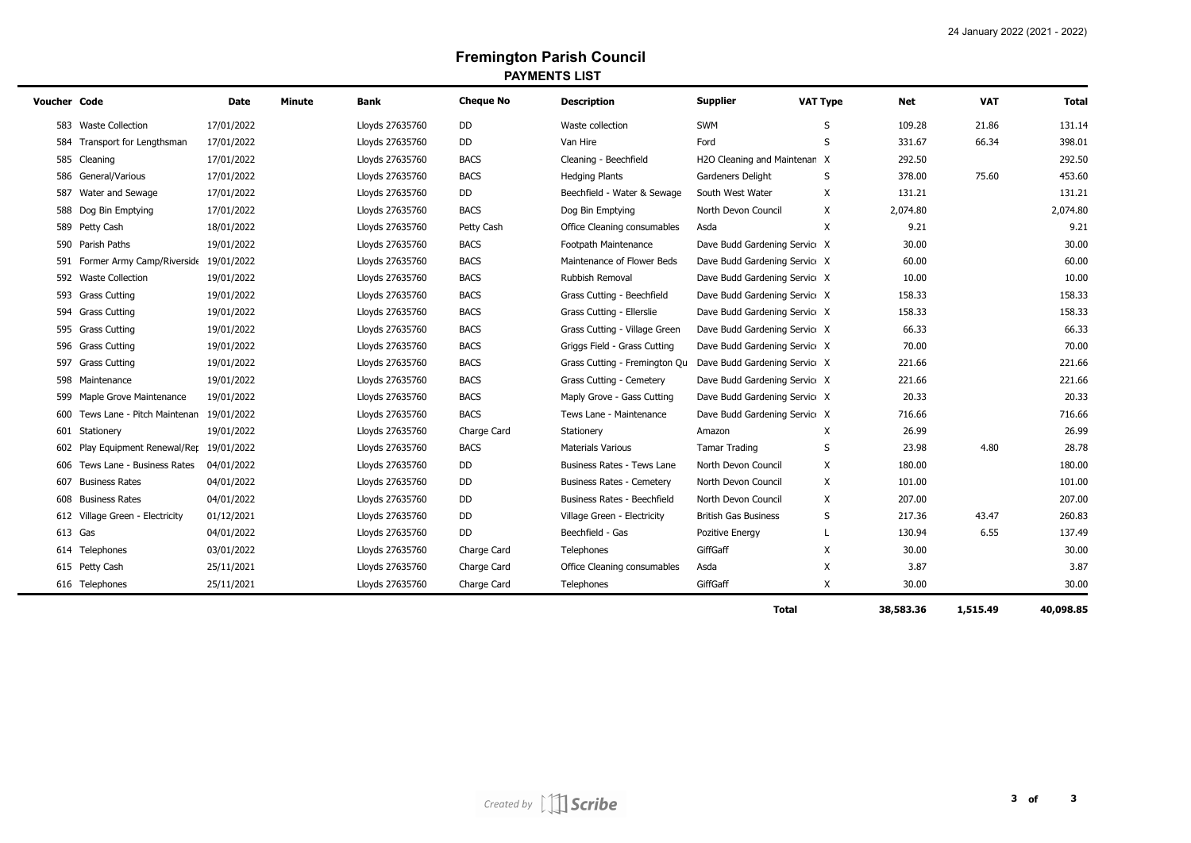24 January 2022 (2021 - 2022)

# Fremington Parish Council

## PAYMENTS LIST

| Voucher | Code | Date | Minute | Bank | Cheque No | Description | Supplier | VAT Type | Net | VAT | Total |
|---|---|---|---|---|---|---|---|---|---|---|---|
| 583 | Waste Collection | 17/01/2022 | | Lloyds 27635760 | DD | Waste collection | SWM | S | 109.28 | 21.86 | 131.14 |
| 584 | Transport for Lengthsman | 17/01/2022 | | Lloyds 27635760 | DD | Van Hire | Ford | S | 331.67 | 66.34 | 398.01 |
| 585 | Cleaning | 17/01/2022 | | Lloyds 27635760 | BACS | Cleaning - Beechfield | H2O Cleaning and Maintenan | X | 292.50 | | 292.50 |
| 586 | General/Various | 17/01/2022 | | Lloyds 27635760 | BACS | Hedging Plants | Gardeners Delight | S | 378.00 | 75.60 | 453.60 |
| 587 | Water and Sewage | 17/01/2022 | | Lloyds 27635760 | DD | Beechfield - Water & Sewage | South West Water | X | 131.21 | | 131.21 |
| 588 | Dog Bin Emptying | 17/01/2022 | | Lloyds 27635760 | BACS | Dog Bin Emptying | North Devon Council | X | 2,074.80 | | 2,074.80 |
| 589 | Petty Cash | 18/01/2022 | | Lloyds 27635760 | Petty Cash | Office Cleaning consumables | Asda | X | 9.21 | | 9.21 |
| 590 | Parish Paths | 19/01/2022 | | Lloyds 27635760 | BACS | Footpath Maintenance | Dave Budd Gardening Servic | X | 30.00 | | 30.00 |
| 591 | Former Army Camp/Riverside | 19/01/2022 | | Lloyds 27635760 | BACS | Maintenance of Flower Beds | Dave Budd Gardening Servic | X | 60.00 | | 60.00 |
| 592 | Waste Collection | 19/01/2022 | | Lloyds 27635760 | BACS | Rubbish Removal | Dave Budd Gardening Servic | X | 10.00 | | 10.00 |
| 593 | Grass Cutting | 19/01/2022 | | Lloyds 27635760 | BACS | Grass Cutting - Beechfield | Dave Budd Gardening Servic | X | 158.33 | | 158.33 |
| 594 | Grass Cutting | 19/01/2022 | | Lloyds 27635760 | BACS | Grass Cutting - Ellerslie | Dave Budd Gardening Servic | X | 158.33 | | 158.33 |
| 595 | Grass Cutting | 19/01/2022 | | Lloyds 27635760 | BACS | Grass Cutting - Village Green | Dave Budd Gardening Servic | X | 66.33 | | 66.33 |
| 596 | Grass Cutting | 19/01/2022 | | Lloyds 27635760 | BACS | Griggs Field - Grass Cutting | Dave Budd Gardening Servic | X | 70.00 | | 70.00 |
| 597 | Grass Cutting | 19/01/2022 | | Lloyds 27635760 | BACS | Grass Cutting - Fremington Qu | Dave Budd Gardening Servic | X | 221.66 | | 221.66 |
| 598 | Maintenance | 19/01/2022 | | Lloyds 27635760 | BACS | Grass Cutting - Cemetery | Dave Budd Gardening Servic | X | 221.66 | | 221.66 |
| 599 | Maple Grove Maintenance | 19/01/2022 | | Lloyds 27635760 | BACS | Maply Grove - Gass Cutting | Dave Budd Gardening Servic | X | 20.33 | | 20.33 |
| 600 | Tews Lane - Pitch Maintenan | 19/01/2022 | | Lloyds 27635760 | BACS | Tews Lane - Maintenance | Dave Budd Gardening Servic | X | 716.66 | | 716.66 |
| 601 | Stationery | 19/01/2022 | | Lloyds 27635760 | Charge Card | Stationery | Amazon | X | 26.99 | | 26.99 |
| 602 | Play Equipment Renewal/Rep | 19/01/2022 | | Lloyds 27635760 | BACS | Materials Various | Tamar Trading | S | 23.98 | 4.80 | 28.78 |
| 606 | Tews Lane - Business Rates | 04/01/2022 | | Lloyds 27635760 | DD | Business Rates - Tews Lane | North Devon Council | X | 180.00 | | 180.00 |
| 607 | Business Rates | 04/01/2022 | | Lloyds 27635760 | DD | Business Rates - Cemetery | North Devon Council | X | 101.00 | | 101.00 |
| 608 | Business Rates | 04/01/2022 | | Lloyds 27635760 | DD | Business Rates - Beechfield | North Devon Council | X | 207.00 | | 207.00 |
| 612 | Village Green - Electricity | 01/12/2021 | | Lloyds 27635760 | DD | Village Green - Electricity | British Gas Business | S | 217.36 | 43.47 | 260.83 |
| 613 | Gas | 04/01/2022 | | Lloyds 27635760 | DD | Beechfield - Gas | Pozitive Energy | L | 130.94 | 6.55 | 137.49 |
| 614 | Telephones | 03/01/2022 | | Lloyds 27635760 | Charge Card | Telephones | GiffGaff | X | 30.00 | | 30.00 |
| 615 | Petty Cash | 25/11/2021 | | Lloyds 27635760 | Charge Card | Office Cleaning consumables | Asda | X | 3.87 | | 3.87 |
| 616 | Telephones | 25/11/2021 | | Lloyds 27635760 | Charge Card | Telephones | GiffGaff | X | 30.00 | | 30.00 |
| | | | | | | | **Total** | | **38,583.36** | **1,515.49** | **40,098.85** |

Created by Scribe